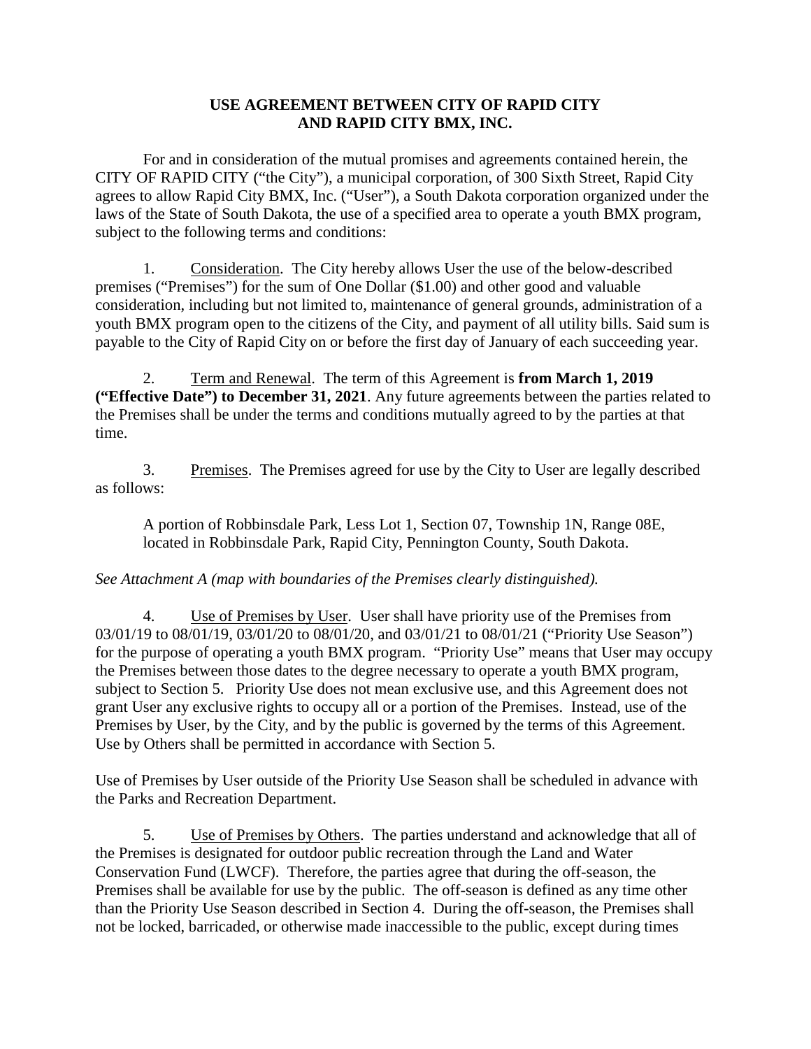# USE AGREEMENT BETWEEN CITY OF RAPID CITY AND RAPID CITY BMX, INC.

For and in consideration of the mutual promises and agreements contained herein, the CITY OF RAPID CITY ("the City"), a municipal corporation, of 300 Sixth Street, Rapid City agrees to allow Rapid City BMX, Inc. ("User"), a South Dakota corporation organized under the laws of the State of South Dakota, the use of a specified area to operate a youth BMX program, subject to the following terms and conditions:

1. Consideration. The City hereby allows User the use of the below-described premises ("Premises") for the sum of One Dollar ($1.00) and other good and valuable consideration, including but not limited to, maintenance of general grounds, administration of a youth BMX program open to the citizens of the City, and payment of all utility bills. Said sum is payable to the City of Rapid City on or before the first day of January of each succeeding year.

2. Term and Renewal. The term of this Agreement is **from March 1, 2019 ("Effective Date") to December 31, 2021**. Any future agreements between the parties related to the Premises shall be under the terms and conditions mutually agreed to by the parties at that time.

3. Premises. The Premises agreed for use by the City to User are legally described as follows:

   A portion of Robbinsdale Park, Less Lot 1, Section 07, Township 1N, Range 08E, located in Robbinsdale Park, Rapid City, Pennington County, South Dakota.

*See Attachment A (map with boundaries of the Premises clearly distinguished).*

4. Use of Premises by User. User shall have priority use of the Premises from 03/01/19 to 08/01/19, 03/01/20 to 08/01/20, and 03/01/21 to 08/01/21 ("Priority Use Season") for the purpose of operating a youth BMX program. "Priority Use" means that User may occupy the Premises between those dates to the degree necessary to operate a youth BMX program, subject to Section 5. Priority Use does not mean exclusive use, and this Agreement does not grant User any exclusive rights to occupy all or a portion of the Premises. Instead, use of the Premises by User, by the City, and by the public is governed by the terms of this Agreement. Use by Others shall be permitted in accordance with Section 5.

Use of Premises by User outside of the Priority Use Season shall be scheduled in advance with the Parks and Recreation Department.

5. Use of Premises by Others. The parties understand and acknowledge that all of the Premises is designated for outdoor public recreation through the Land and Water Conservation Fund (LWCF). Therefore, the parties agree that during the off-season, the Premises shall be available for use by the public. The off-season is defined as any time other than the Priority Use Season described in Section 4. During the off-season, the Premises shall not be locked, barricaded, or otherwise made inaccessible to the public, except during times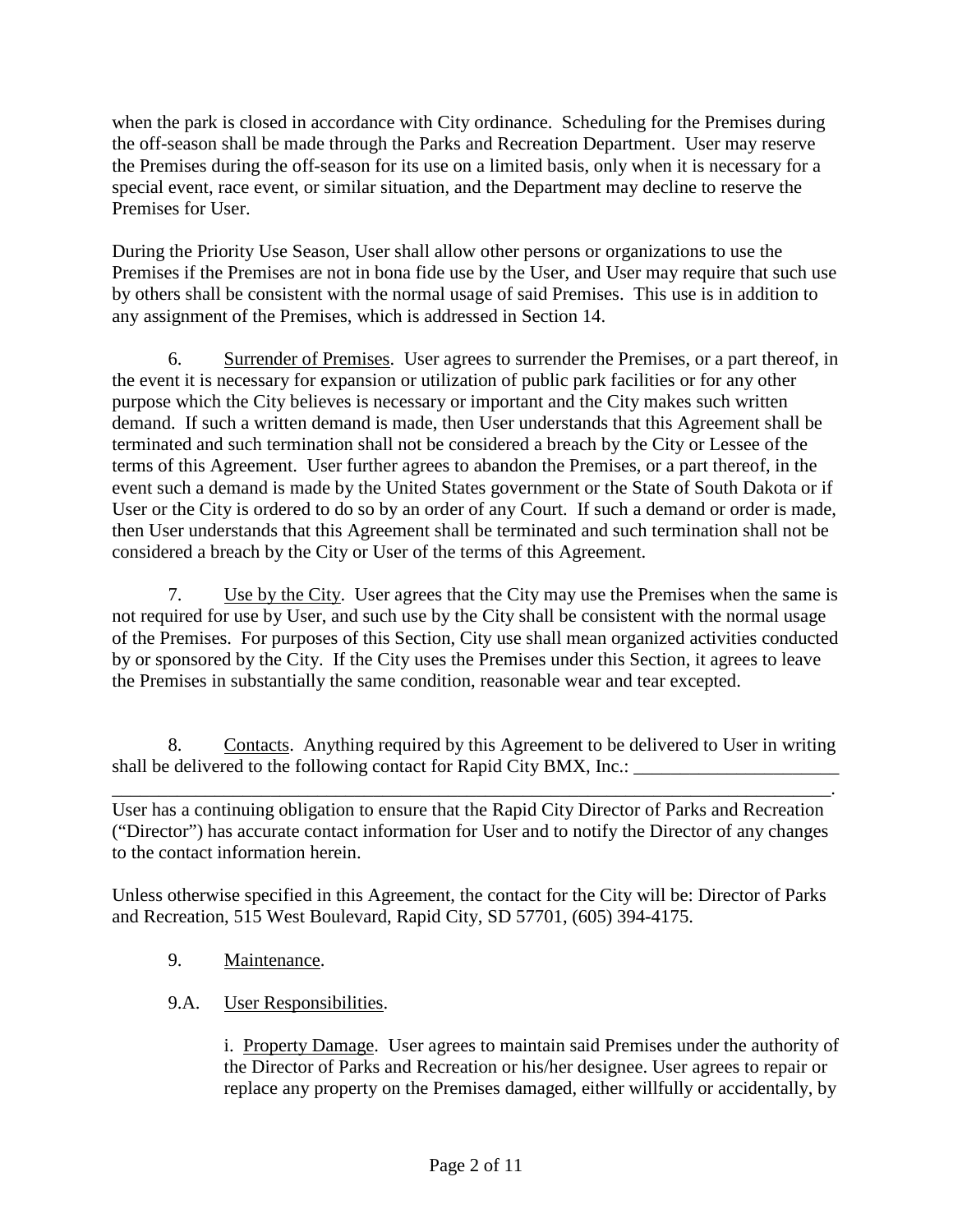when the park is closed in accordance with City ordinance. Scheduling for the Premises during the off-season shall be made through the Parks and Recreation Department. User may reserve the Premises during the off-season for its use on a limited basis, only when it is necessary for a special event, race event, or similar situation, and the Department may decline to reserve the Premises for User.

During the Priority Use Season, User shall allow other persons or organizations to use the Premises if the Premises are not in bona fide use by the User, and User may require that such use by others shall be consistent with the normal usage of said Premises. This use is in addition to any assignment of the Premises, which is addressed in Section 14.

6. Surrender of Premises. User agrees to surrender the Premises, or a part thereof, in the event it is necessary for expansion or utilization of public park facilities or for any other purpose which the City believes is necessary or important and the City makes such written demand. If such a written demand is made, then User understands that this Agreement shall be terminated and such termination shall not be considered a breach by the City or Lessee of the terms of this Agreement. User further agrees to abandon the Premises, or a part thereof, in the event such a demand is made by the United States government or the State of South Dakota or if User or the City is ordered to do so by an order of any Court. If such a demand or order is made, then User understands that this Agreement shall be terminated and such termination shall not be considered a breach by the City or User of the terms of this Agreement.

7. Use by the City. User agrees that the City may use the Premises when the same is not required for use by User, and such use by the City shall be consistent with the normal usage of the Premises. For purposes of this Section, City use shall mean organized activities conducted by or sponsored by the City. If the City uses the Premises under this Section, it agrees to leave the Premises in substantially the same condition, reasonable wear and tear excepted.

8. Contacts. Anything required by this Agreement to be delivered to User in writing shall be delivered to the following contact for Rapid City BMX, Inc.: ______________________
_________________________________________________________________________________.
User has a continuing obligation to ensure that the Rapid City Director of Parks and Recreation ("Director") has accurate contact information for User and to notify the Director of any changes to the contact information herein.

Unless otherwise specified in this Agreement, the contact for the City will be: Director of Parks and Recreation, 515 West Boulevard, Rapid City, SD 57701, (605) 394-4175.

9. Maintenance.

9.A. User Responsibilities.

i. Property Damage. User agrees to maintain said Premises under the authority of the Director of Parks and Recreation or his/her designee. User agrees to repair or replace any property on the Premises damaged, either willfully or accidentally, by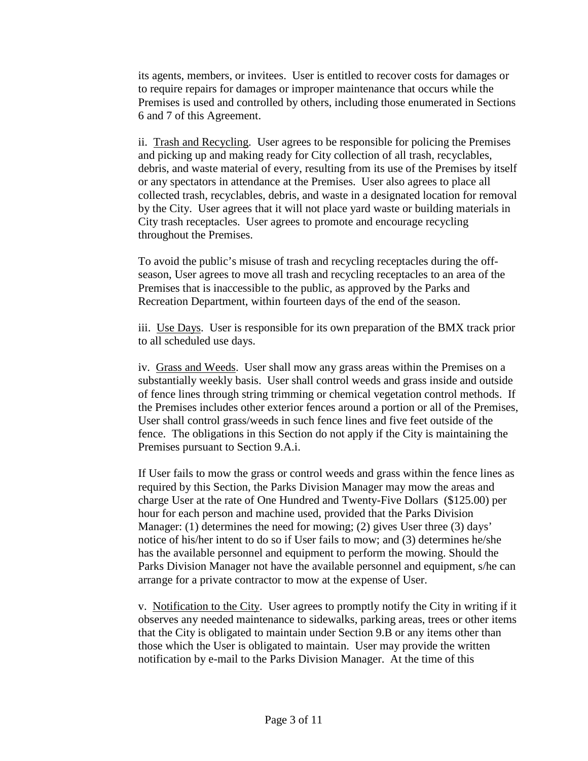its agents, members, or invitees. User is entitled to recover costs for damages or to require repairs for damages or improper maintenance that occurs while the Premises is used and controlled by others, including those enumerated in Sections 6 and 7 of this Agreement.

ii. <u>Trash and Recycling</u>. User agrees to be responsible for policing the Premises and picking up and making ready for City collection of all trash, recyclables, debris, and waste material of every, resulting from its use of the Premises by itself or any spectators in attendance at the Premises. User also agrees to place all collected trash, recyclables, debris, and waste in a designated location for removal by the City. User agrees that it will not place yard waste or building materials in City trash receptacles. User agrees to promote and encourage recycling throughout the Premises.

To avoid the public's misuse of trash and recycling receptacles during the off-season, User agrees to move all trash and recycling receptacles to an area of the Premises that is inaccessible to the public, as approved by the Parks and Recreation Department, within fourteen days of the end of the season.

iii. <u>Use Days</u>. User is responsible for its own preparation of the BMX track prior to all scheduled use days.

iv. <u>Grass and Weeds</u>. User shall mow any grass areas within the Premises on a substantially weekly basis. User shall control weeds and grass inside and outside of fence lines through string trimming or chemical vegetation control methods. If the Premises includes other exterior fences around a portion or all of the Premises, User shall control grass/weeds in such fence lines and five feet outside of the fence. The obligations in this Section do not apply if the City is maintaining the Premises pursuant to Section 9.A.i.

If User fails to mow the grass or control weeds and grass within the fence lines as required by this Section, the Parks Division Manager may mow the areas and charge User at the rate of One Hundred and Twenty-Five Dollars ($125.00) per hour for each person and machine used, provided that the Parks Division Manager: (1) determines the need for mowing; (2) gives User three (3) days' notice of his/her intent to do so if User fails to mow; and (3) determines he/she has the available personnel and equipment to perform the mowing. Should the Parks Division Manager not have the available personnel and equipment, s/he can arrange for a private contractor to mow at the expense of User.

v. <u>Notification to the City</u>. User agrees to promptly notify the City in writing if it observes any needed maintenance to sidewalks, parking areas, trees or other items that the City is obligated to maintain under Section 9.B or any items other than those which the User is obligated to maintain. User may provide the written notification by e-mail to the Parks Division Manager. At the time of this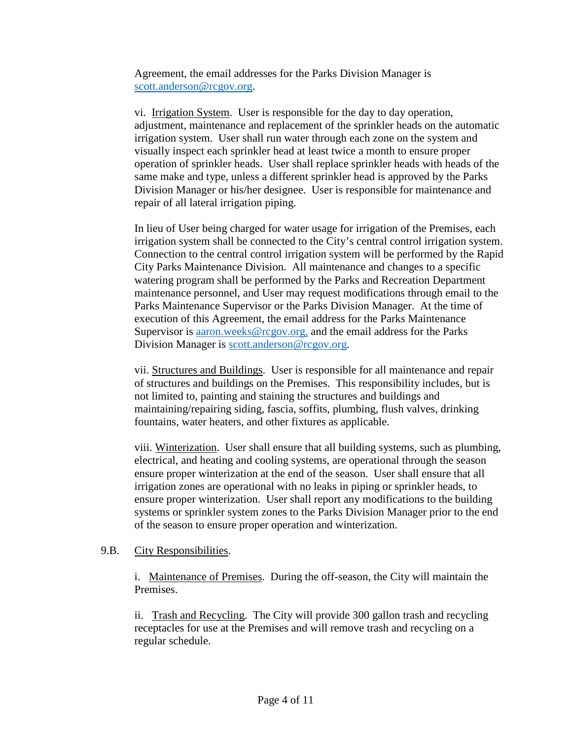Agreement, the email addresses for the Parks Division Manager is scott.anderson@rcgov.org.

vi. Irrigation System. User is responsible for the day to day operation, adjustment, maintenance and replacement of the sprinkler heads on the automatic irrigation system. User shall run water through each zone on the system and visually inspect each sprinkler head at least twice a month to ensure proper operation of sprinkler heads. User shall replace sprinkler heads with heads of the same make and type, unless a different sprinkler head is approved by the Parks Division Manager or his/her designee. User is responsible for maintenance and repair of all lateral irrigation piping.

In lieu of User being charged for water usage for irrigation of the Premises, each irrigation system shall be connected to the City's central control irrigation system. Connection to the central control irrigation system will be performed by the Rapid City Parks Maintenance Division. All maintenance and changes to a specific watering program shall be performed by the Parks and Recreation Department maintenance personnel, and User may request modifications through email to the Parks Maintenance Supervisor or the Parks Division Manager. At the time of execution of this Agreement, the email address for the Parks Maintenance Supervisor is aaron.weeks@rcgov.org, and the email address for the Parks Division Manager is scott.anderson@rcgov.org.

vii. Structures and Buildings. User is responsible for all maintenance and repair of structures and buildings on the Premises. This responsibility includes, but is not limited to, painting and staining the structures and buildings and maintaining/repairing siding, fascia, soffits, plumbing, flush valves, drinking fountains, water heaters, and other fixtures as applicable.

viii. Winterization. User shall ensure that all building systems, such as plumbing, electrical, and heating and cooling systems, are operational through the season ensure proper winterization at the end of the season. User shall ensure that all irrigation zones are operational with no leaks in piping or sprinkler heads, to ensure proper winterization. User shall report any modifications to the building systems or sprinkler system zones to the Parks Division Manager prior to the end of the season to ensure proper operation and winterization.

9.B. City Responsibilities.

i. Maintenance of Premises. During the off-season, the City will maintain the Premises.

ii. Trash and Recycling. The City will provide 300 gallon trash and recycling receptacles for use at the Premises and will remove trash and recycling on a regular schedule.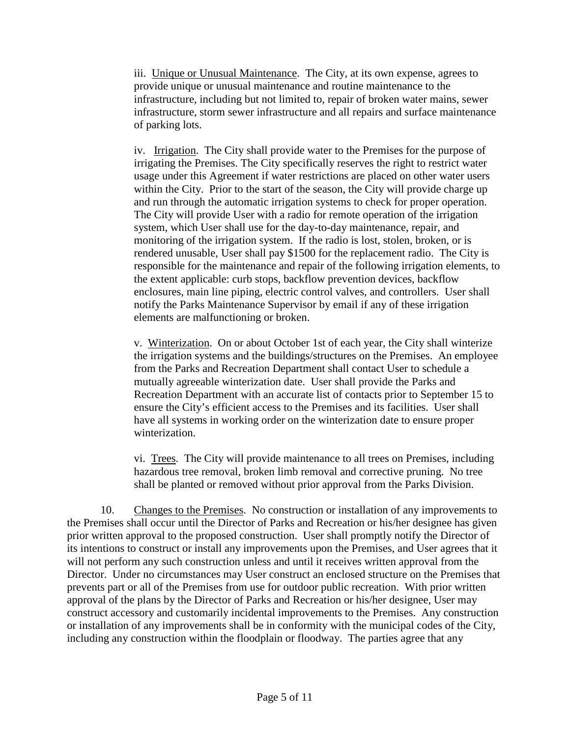iii. Unique or Unusual Maintenance. The City, at its own expense, agrees to provide unique or unusual maintenance and routine maintenance to the infrastructure, including but not limited to, repair of broken water mains, sewer infrastructure, storm sewer infrastructure and all repairs and surface maintenance of parking lots.

iv. Irrigation. The City shall provide water to the Premises for the purpose of irrigating the Premises. The City specifically reserves the right to restrict water usage under this Agreement if water restrictions are placed on other water users within the City. Prior to the start of the season, the City will provide charge up and run through the automatic irrigation systems to check for proper operation. The City will provide User with a radio for remote operation of the irrigation system, which User shall use for the day-to-day maintenance, repair, and monitoring of the irrigation system. If the radio is lost, stolen, broken, or is rendered unusable, User shall pay $1500 for the replacement radio. The City is responsible for the maintenance and repair of the following irrigation elements, to the extent applicable: curb stops, backflow prevention devices, backflow enclosures, main line piping, electric control valves, and controllers. User shall notify the Parks Maintenance Supervisor by email if any of these irrigation elements are malfunctioning or broken.

v. Winterization. On or about October 1st of each year, the City shall winterize the irrigation systems and the buildings/structures on the Premises. An employee from the Parks and Recreation Department shall contact User to schedule a mutually agreeable winterization date. User shall provide the Parks and Recreation Department with an accurate list of contacts prior to September 15 to ensure the City's efficient access to the Premises and its facilities. User shall have all systems in working order on the winterization date to ensure proper winterization.

vi. Trees. The City will provide maintenance to all trees on Premises, including hazardous tree removal, broken limb removal and corrective pruning. No tree shall be planted or removed without prior approval from the Parks Division.

10. Changes to the Premises. No construction or installation of any improvements to the Premises shall occur until the Director of Parks and Recreation or his/her designee has given prior written approval to the proposed construction. User shall promptly notify the Director of its intentions to construct or install any improvements upon the Premises, and User agrees that it will not perform any such construction unless and until it receives written approval from the Director. Under no circumstances may User construct an enclosed structure on the Premises that prevents part or all of the Premises from use for outdoor public recreation. With prior written approval of the plans by the Director of Parks and Recreation or his/her designee, User may construct accessory and customarily incidental improvements to the Premises. Any construction or installation of any improvements shall be in conformity with the municipal codes of the City, including any construction within the floodplain or floodway. The parties agree that any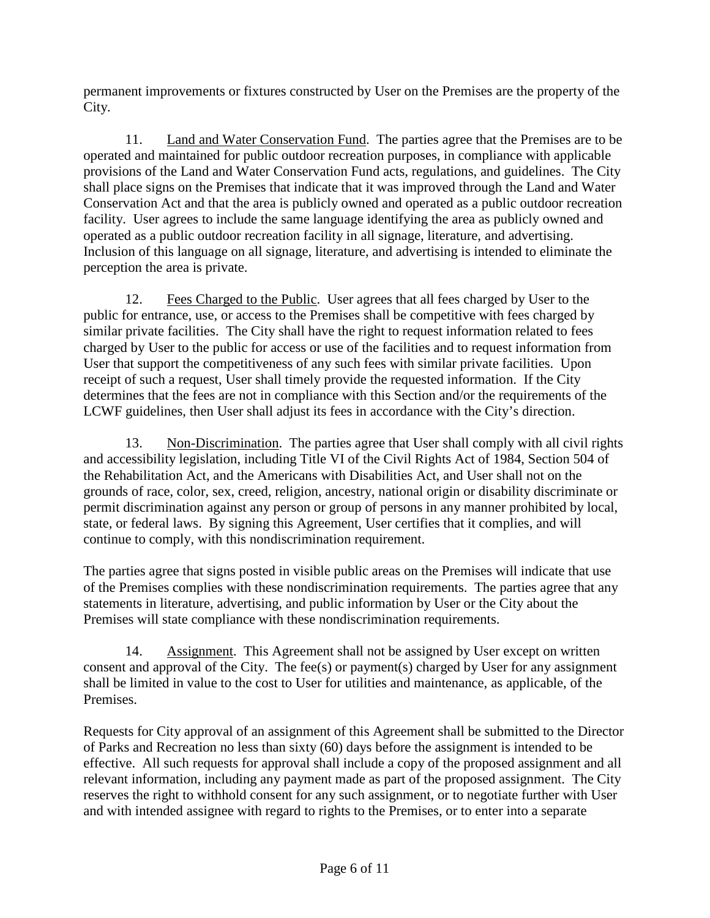permanent improvements or fixtures constructed by User on the Premises are the property of the City.

11. Land and Water Conservation Fund. The parties agree that the Premises are to be operated and maintained for public outdoor recreation purposes, in compliance with applicable provisions of the Land and Water Conservation Fund acts, regulations, and guidelines. The City shall place signs on the Premises that indicate that it was improved through the Land and Water Conservation Act and that the area is publicly owned and operated as a public outdoor recreation facility. User agrees to include the same language identifying the area as publicly owned and operated as a public outdoor recreation facility in all signage, literature, and advertising. Inclusion of this language on all signage, literature, and advertising is intended to eliminate the perception the area is private.

12. Fees Charged to the Public. User agrees that all fees charged by User to the public for entrance, use, or access to the Premises shall be competitive with fees charged by similar private facilities. The City shall have the right to request information related to fees charged by User to the public for access or use of the facilities and to request information from User that support the competitiveness of any such fees with similar private facilities. Upon receipt of such a request, User shall timely provide the requested information. If the City determines that the fees are not in compliance with this Section and/or the requirements of the LCWF guidelines, then User shall adjust its fees in accordance with the City's direction.

13. Non-Discrimination. The parties agree that User shall comply with all civil rights and accessibility legislation, including Title VI of the Civil Rights Act of 1984, Section 504 of the Rehabilitation Act, and the Americans with Disabilities Act, and User shall not on the grounds of race, color, sex, creed, religion, ancestry, national origin or disability discriminate or permit discrimination against any person or group of persons in any manner prohibited by local, state, or federal laws. By signing this Agreement, User certifies that it complies, and will continue to comply, with this nondiscrimination requirement.

The parties agree that signs posted in visible public areas on the Premises will indicate that use of the Premises complies with these nondiscrimination requirements. The parties agree that any statements in literature, advertising, and public information by User or the City about the Premises will state compliance with these nondiscrimination requirements.

14. Assignment. This Agreement shall not be assigned by User except on written consent and approval of the City. The fee(s) or payment(s) charged by User for any assignment shall be limited in value to the cost to User for utilities and maintenance, as applicable, of the Premises.

Requests for City approval of an assignment of this Agreement shall be submitted to the Director of Parks and Recreation no less than sixty (60) days before the assignment is intended to be effective. All such requests for approval shall include a copy of the proposed assignment and all relevant information, including any payment made as part of the proposed assignment. The City reserves the right to withhold consent for any such assignment, or to negotiate further with User and with intended assignee with regard to rights to the Premises, or to enter into a separate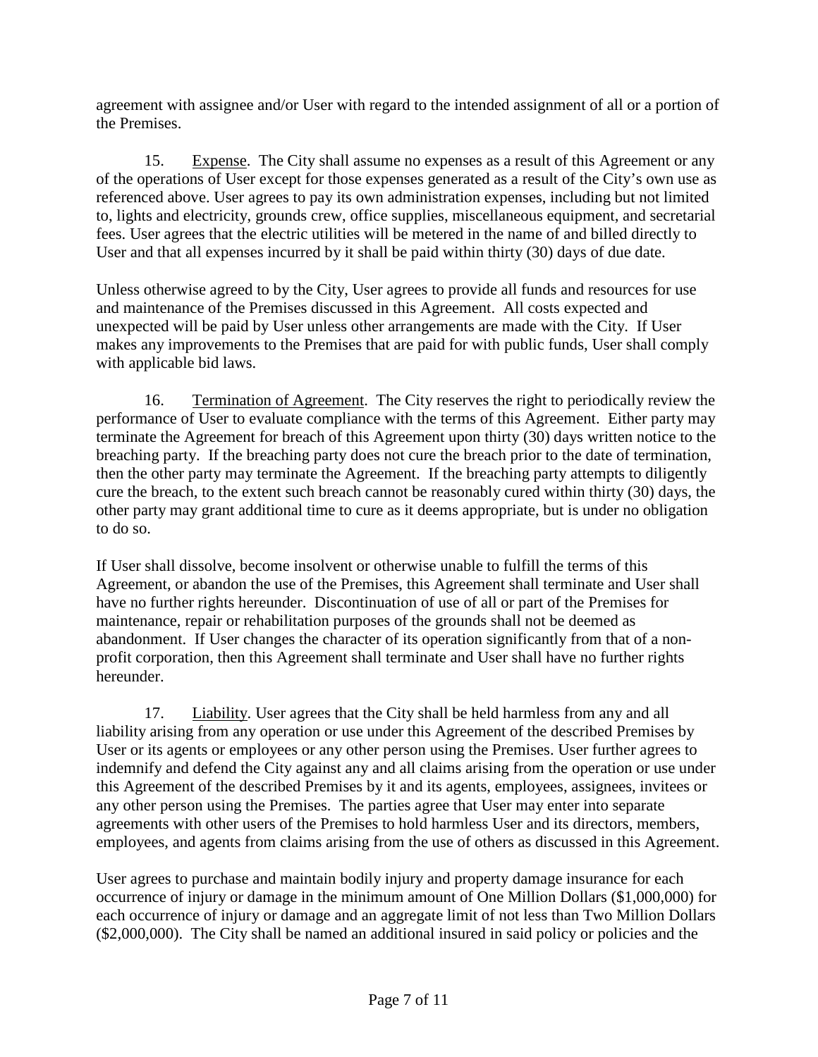agreement with assignee and/or User with regard to the intended assignment of all or a portion of the Premises.

15. Expense. The City shall assume no expenses as a result of this Agreement or any of the operations of User except for those expenses generated as a result of the City's own use as referenced above. User agrees to pay its own administration expenses, including but not limited to, lights and electricity, grounds crew, office supplies, miscellaneous equipment, and secretarial fees. User agrees that the electric utilities will be metered in the name of and billed directly to User and that all expenses incurred by it shall be paid within thirty (30) days of due date.

Unless otherwise agreed to by the City, User agrees to provide all funds and resources for use and maintenance of the Premises discussed in this Agreement. All costs expected and unexpected will be paid by User unless other arrangements are made with the City. If User makes any improvements to the Premises that are paid for with public funds, User shall comply with applicable bid laws.

16. Termination of Agreement. The City reserves the right to periodically review the performance of User to evaluate compliance with the terms of this Agreement. Either party may terminate the Agreement for breach of this Agreement upon thirty (30) days written notice to the breaching party. If the breaching party does not cure the breach prior to the date of termination, then the other party may terminate the Agreement. If the breaching party attempts to diligently cure the breach, to the extent such breach cannot be reasonably cured within thirty (30) days, the other party may grant additional time to cure as it deems appropriate, but is under no obligation to do so.

If User shall dissolve, become insolvent or otherwise unable to fulfill the terms of this Agreement, or abandon the use of the Premises, this Agreement shall terminate and User shall have no further rights hereunder. Discontinuation of use of all or part of the Premises for maintenance, repair or rehabilitation purposes of the grounds shall not be deemed as abandonment. If User changes the character of its operation significantly from that of a non-profit corporation, then this Agreement shall terminate and User shall have no further rights hereunder.

17. Liability. User agrees that the City shall be held harmless from any and all liability arising from any operation or use under this Agreement of the described Premises by User or its agents or employees or any other person using the Premises. User further agrees to indemnify and defend the City against any and all claims arising from the operation or use under this Agreement of the described Premises by it and its agents, employees, assignees, invitees or any other person using the Premises. The parties agree that User may enter into separate agreements with other users of the Premises to hold harmless User and its directors, members, employees, and agents from claims arising from the use of others as discussed in this Agreement.

User agrees to purchase and maintain bodily injury and property damage insurance for each occurrence of injury or damage in the minimum amount of One Million Dollars ($1,000,000) for each occurrence of injury or damage and an aggregate limit of not less than Two Million Dollars ($2,000,000). The City shall be named an additional insured in said policy or policies and the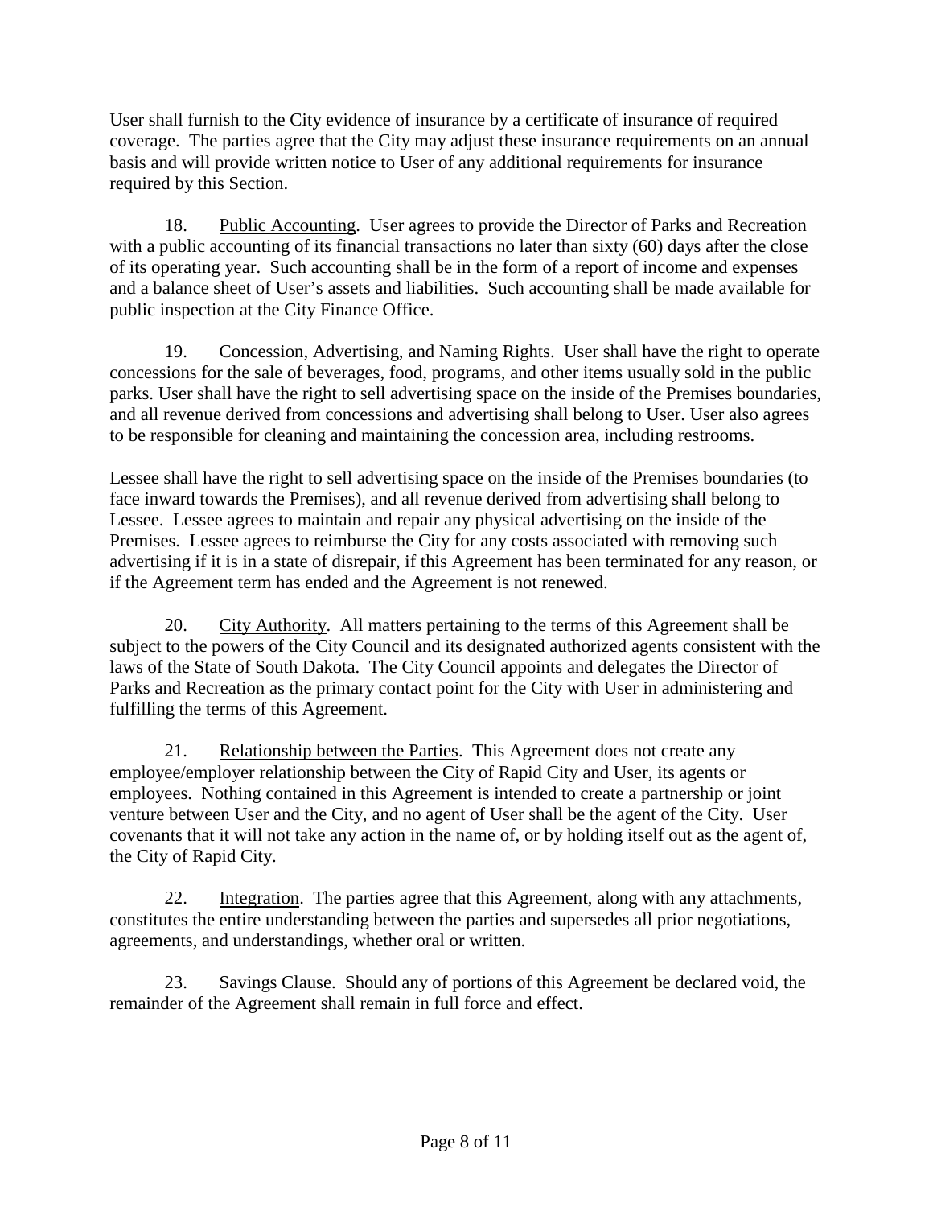User shall furnish to the City evidence of insurance by a certificate of insurance of required coverage. The parties agree that the City may adjust these insurance requirements on an annual basis and will provide written notice to User of any additional requirements for insurance required by this Section.

18. Public Accounting. User agrees to provide the Director of Parks and Recreation with a public accounting of its financial transactions no later than sixty (60) days after the close of its operating year. Such accounting shall be in the form of a report of income and expenses and a balance sheet of User's assets and liabilities. Such accounting shall be made available for public inspection at the City Finance Office.

19. Concession, Advertising, and Naming Rights. User shall have the right to operate concessions for the sale of beverages, food, programs, and other items usually sold in the public parks. User shall have the right to sell advertising space on the inside of the Premises boundaries, and all revenue derived from concessions and advertising shall belong to User. User also agrees to be responsible for cleaning and maintaining the concession area, including restrooms.

Lessee shall have the right to sell advertising space on the inside of the Premises boundaries (to face inward towards the Premises), and all revenue derived from advertising shall belong to Lessee. Lessee agrees to maintain and repair any physical advertising on the inside of the Premises. Lessee agrees to reimburse the City for any costs associated with removing such advertising if it is in a state of disrepair, if this Agreement has been terminated for any reason, or if the Agreement term has ended and the Agreement is not renewed.

20. City Authority. All matters pertaining to the terms of this Agreement shall be subject to the powers of the City Council and its designated authorized agents consistent with the laws of the State of South Dakota. The City Council appoints and delegates the Director of Parks and Recreation as the primary contact point for the City with User in administering and fulfilling the terms of this Agreement.

21. Relationship between the Parties. This Agreement does not create any employee/employer relationship between the City of Rapid City and User, its agents or employees. Nothing contained in this Agreement is intended to create a partnership or joint venture between User and the City, and no agent of User shall be the agent of the City. User covenants that it will not take any action in the name of, or by holding itself out as the agent of, the City of Rapid City.

22. Integration. The parties agree that this Agreement, along with any attachments, constitutes the entire understanding between the parties and supersedes all prior negotiations, agreements, and understandings, whether oral or written.

23. Savings Clause. Should any of portions of this Agreement be declared void, the remainder of the Agreement shall remain in full force and effect.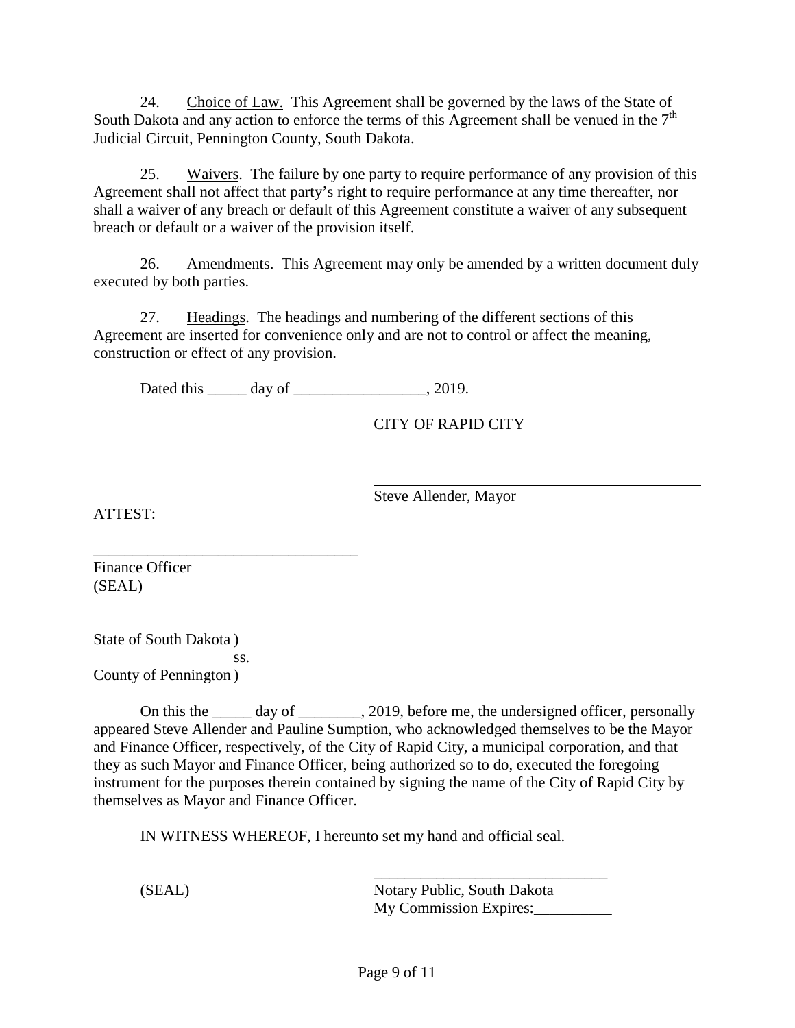24. Choice of Law. This Agreement shall be governed by the laws of the State of South Dakota and any action to enforce the terms of this Agreement shall be venued in the 7th Judicial Circuit, Pennington County, South Dakota.

25. Waivers. The failure by one party to require performance of any provision of this Agreement shall not affect that party's right to require performance at any time thereafter, nor shall a waiver of any breach or default of this Agreement constitute a waiver of any subsequent breach or default or a waiver of the provision itself.

26. Amendments. This Agreement may only be amended by a written document duly executed by both parties.

27. Headings. The headings and numbering of the different sections of this Agreement are inserted for convenience only and are not to control or affect the meaning, construction or effect of any provision.

Dated this _____ day of _________________, 2019.

CITY OF RAPID CITY

_____________________________________________
Steve Allender, Mayor

ATTEST:

__________________________________
Finance Officer
(SEAL)

State of South Dakota )
ss.
County of Pennington )

On this the _____ day of ________, 2019, before me, the undersigned officer, personally appeared Steve Allender and Pauline Sumption, who acknowledged themselves to be the Mayor and Finance Officer, respectively, of the City of Rapid City, a municipal corporation, and that they as such Mayor and Finance Officer, being authorized so to do, executed the foregoing instrument for the purposes therein contained by signing the name of the City of Rapid City by themselves as Mayor and Finance Officer.

IN WITNESS WHEREOF, I hereunto set my hand and official seal.

(SEAL)

______________________________
Notary Public, South Dakota
My Commission Expires:__________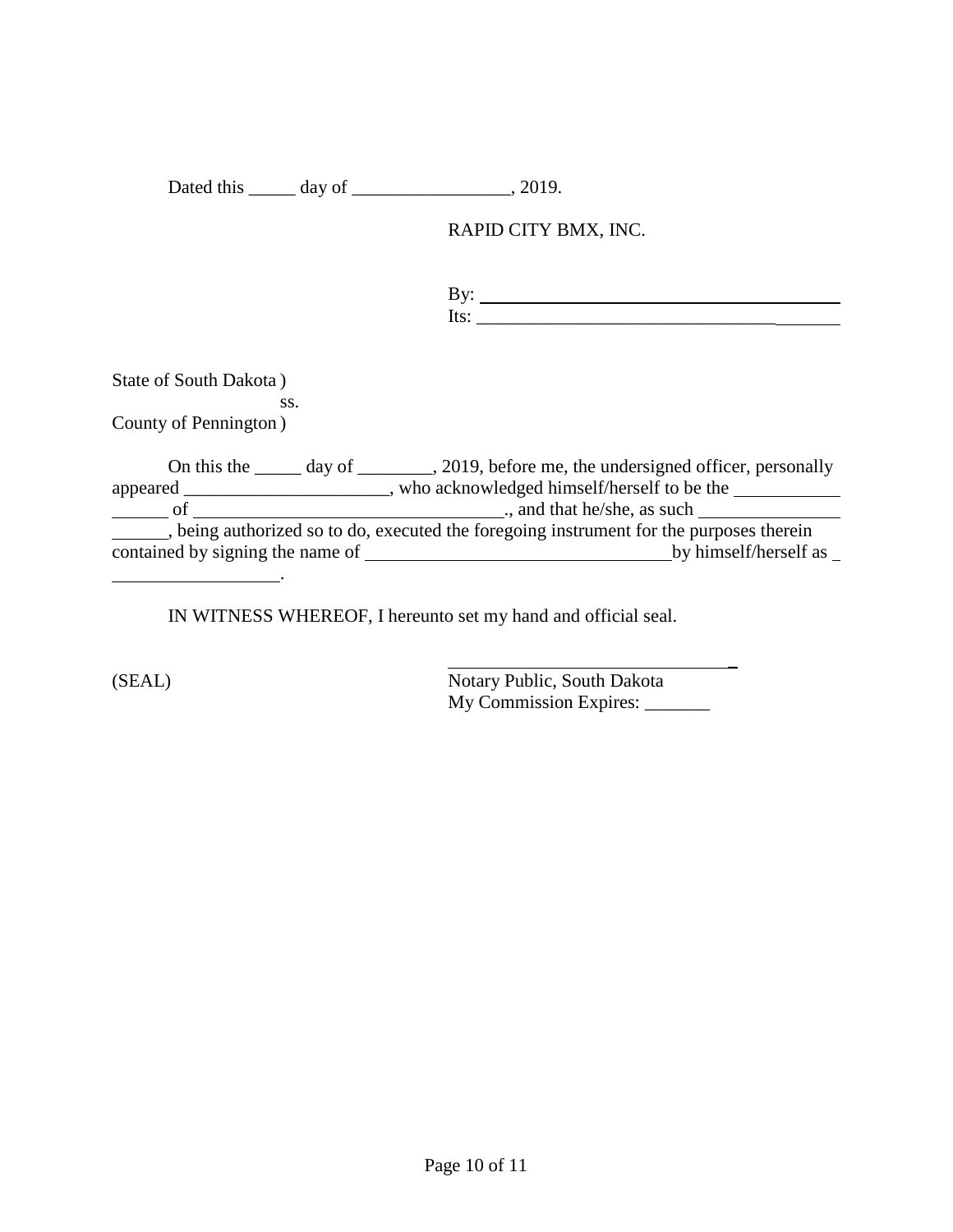Dated this _____ day of _________________, 2019.

RAPID CITY BMX, INC.

By: ________________________________________
Its: ________________________________________

State of South Dakota )
ss.
County of Pennington )

On this the _____ day of ________, 2019, before me, the undersigned officer, personally appeared ______________________, who acknowledged himself/herself to be the ___________ ______ of ________________________________., and that he/she, as such _______________ ______, being authorized so to do, executed the foregoing instrument for the purposes therein contained by signing the name of ________________________________ by himself/herself as _ __________________.

IN WITNESS WHEREOF, I hereunto set my hand and official seal.

(SEAL)

_______________________________
Notary Public, South Dakota
My Commission Expires: _______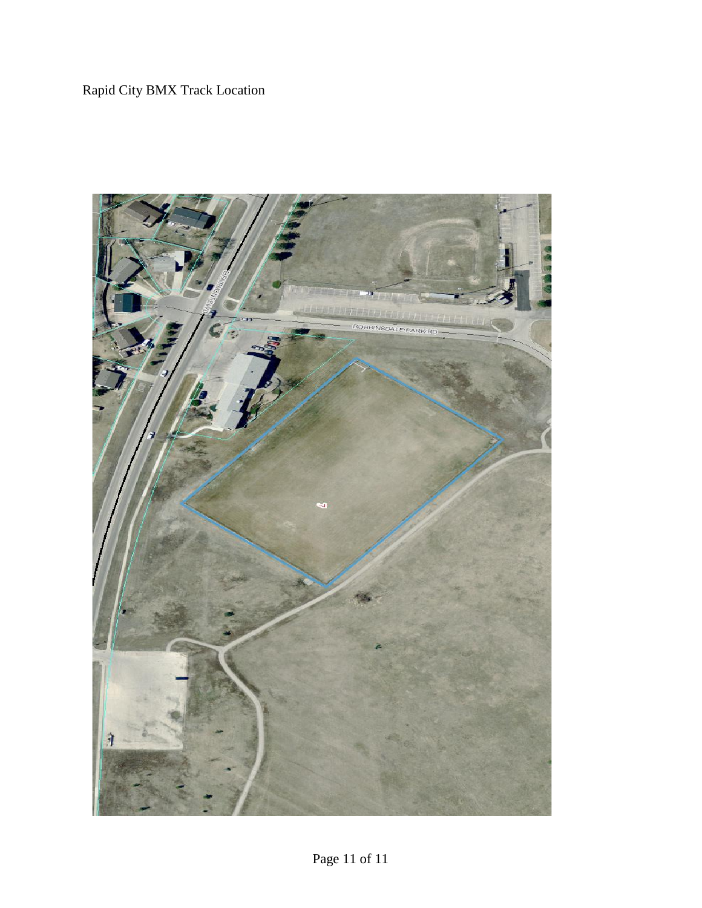Rapid City BMX Track Location